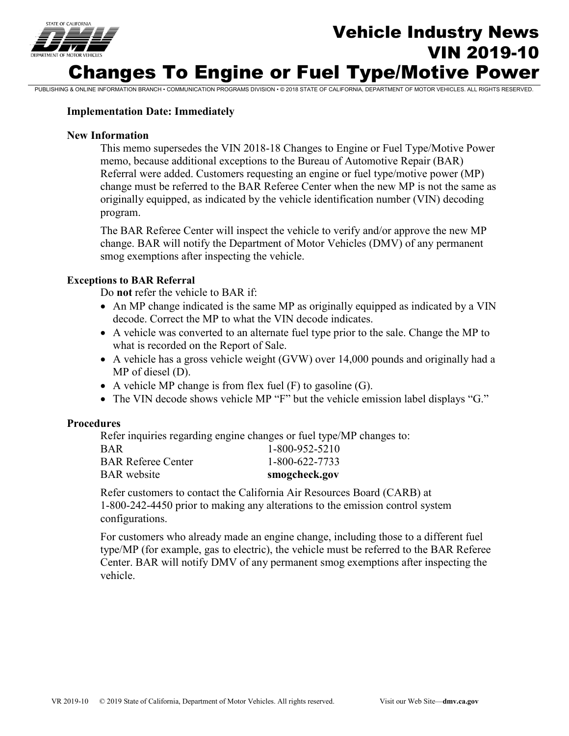# Vehicle Industry News
# VIN 2019-10
# Changes To Engine or Fuel Type/Motive Power

PUBLISHING & ONLINE INFORMATION BRANCH • COMMUNICATION PROGRAMS DIVISION • © 2018 STATE OF CALIFORNIA, DEPARTMENT OF MOTOR VEHICLES. ALL RIGHTS RESERVED.

**Implementation Date: Immediately**

**New Information**

This memo supersedes the VIN 2018-18 Changes to Engine or Fuel Type/Motive Power memo, because additional exceptions to the Bureau of Automotive Repair (BAR) Referral were added. Customers requesting an engine or fuel type/motive power (MP) change must be referred to the BAR Referee Center when the new MP is not the same as originally equipped, as indicated by the vehicle identification number (VIN) decoding program.

The BAR Referee Center will inspect the vehicle to verify and/or approve the new MP change. BAR will notify the Department of Motor Vehicles (DMV) of any permanent smog exemptions after inspecting the vehicle.

**Exceptions to BAR Referral**

Do **not** refer the vehicle to BAR if:

- An MP change indicated is the same MP as originally equipped as indicated by a VIN decode. Correct the MP to what the VIN decode indicates.
- A vehicle was converted to an alternate fuel type prior to the sale. Change the MP to what is recorded on the Report of Sale.
- A vehicle has a gross vehicle weight (GVW) over 14,000 pounds and originally had a MP of diesel (D).
- A vehicle MP change is from flex fuel (F) to gasoline (G).
- The VIN decode shows vehicle MP "F" but the vehicle emission label displays "G."

**Procedures**

Refer inquiries regarding engine changes or fuel type/MP changes to:

| | |
|---|---|
| BAR | 1-800-952-5210 |
| BAR Referee Center | 1-800-622-7733 |
| BAR website | **smogcheck.gov** |

Refer customers to contact the California Air Resources Board (CARB) at 1-800-242-4450 prior to making any alterations to the emission control system configurations.

For customers who already made an engine change, including those to a different fuel type/MP (for example, gas to electric), the vehicle must be referred to the BAR Referee Center. BAR will notify DMV of any permanent smog exemptions after inspecting the vehicle.

VR 2019-10 © 2019 State of California, Department of Motor Vehicles. All rights reserved. Visit our Web Site—**dmv.ca.gov**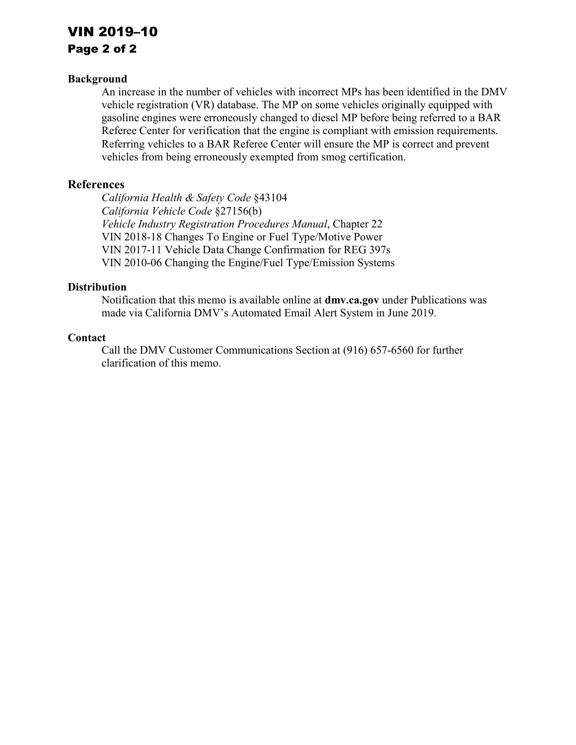## Background

An increase in the number of vehicles with incorrect MPs has been identified in the DMV vehicle registration (VR) database. The MP on some vehicles originally equipped with gasoline engines were erroneously changed to diesel MP before being referred to a BAR Referee Center for verification that the engine is compliant with emission requirements. Referring vehicles to a BAR Referee Center will ensure the MP is correct and prevent vehicles from being erroneously exempted from smog certification.

## References

*California Health & Safety Code* §43104
*California Vehicle Code* §27156(b)
*Vehicle Industry Registration Procedures Manual*, Chapter 22
VIN 2018-18 Changes To Engine or Fuel Type/Motive Power
VIN 2017-11 Vehicle Data Change Confirmation for REG 397s
VIN 2010-06 Changing the Engine/Fuel Type/Emission Systems

## Distribution

Notification that this memo is available online at **dmv.ca.gov** under Publications was made via California DMV's Automated Email Alert System in June 2019.

## Contact

Call the DMV Customer Communications Section at (916) 657-6560 for further clarification of this memo.